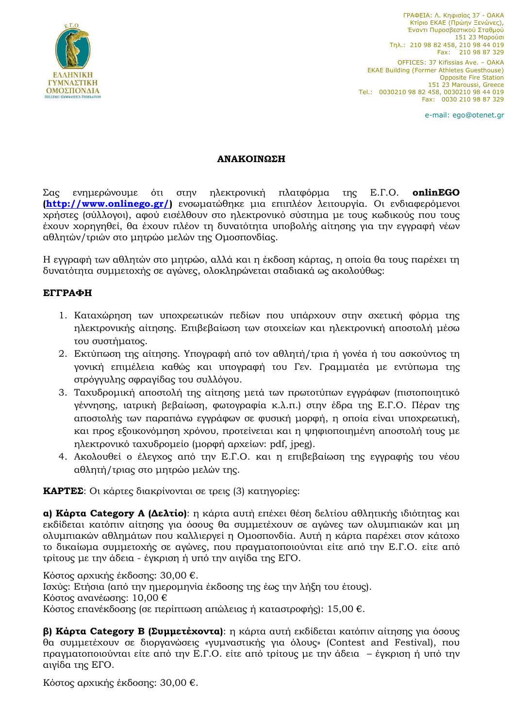ΓΡΑΦΕΙΑ: Λ. Κηφισίας 37 - ΟΑΚΑ
Κτίριο ΕΚΑΕ (Πρώην Ξενώνες),
Έναντι Πυροσβεστικού Σταθμού
151 23 Μαρούσι
Τηλ.: 210 98 82 458, 210 98 44 019
Fax: 210 98 87 329

OFFICES: 37 Kifissias Ave. – OAKA
EKAE Building (Former Athletes Guesthouse)
Opposite Fire Station
151 23 Maroussi, Greece
Tel.: 0030210 98 82 458, 0030210 98 44 019
Fax: 0030 210 98 87 329

e-mail: ego@otenet.gr

## ΑΝΑΚΟΙΝΩΣΗ

Σας ενημερώνουμε ότι στην ηλεκτρονική πλατφόρμα της Ε.Γ.Ο. **onlinEGO ([http://www.onlinego.gr/](http://www.onlinego.gr/))** ενσωματώθηκε μια επιπλέον λειτουργία. Οι ενδιαφερόμενοι χρήστες (σύλλογοι), αφού εισέλθουν στο ηλεκτρονικό σύστημα με τους κωδικούς που τους έχουν χορηγηθεί, θα έχουν πλέον τη δυνατότητα υποβολής αίτησης για την εγγραφή νέων αθλητών/τριών στο μητρώο μελών της Ομοσπονδίας.

Η εγγραφή των αθλητών στο μητρώο, αλλά και η έκδοση κάρτας, η οποία θα τους παρέχει τη δυνατότητα συμμετοχής σε αγώνες, ολοκληρώνεται σταδιακά ως ακολούθως:

**ΕΓΓΡΑΦΗ**

1. Καταχώρηση των υποχρεωτικών πεδίων που υπάρχουν στην σχετική φόρμα της ηλεκτρονικής αίτησης. Επιβεβαίωση των στοιχείων και ηλεκτρονική αποστολή μέσω του συστήματος.
2. Εκτύπωση της αίτησης. Υπογραφή από τον αθλητή/τρια ή γονέα ή του ασκούντος τη γονική επιμέλεια καθώς και υπογραφή του Γεν. Γραμματέα με εντύπωμα της στρόγγυλης σφραγίδας του συλλόγου.
3. Ταχυδρομική αποστολή της αίτησης μετά των πρωτοτύπων εγγράφων (πιστοποιητικό γέννησης, ιατρική βεβαίωση, φωτογραφία κ.λ.π.) στην έδρα της Ε.Γ.Ο. Πέραν της αποστολής των παραπάνω εγγράφων σε φυσική μορφή, η οποία είναι υποχρεωτική, και προς εξοικονόμηση χρόνου, προτείνεται και η ψηφιοποιημένη αποστολή τους με ηλεκτρονικό ταχυδρομείο (μορφή αρχείων: pdf, jpeg).
4. Ακολουθεί ο έλεγχος από την Ε.Γ.Ο. και η επιβεβαίωση της εγγραφής του νέου αθλητή/τριας στο μητρώο μελών της.

**ΚΑΡΤΕΣ**: Οι κάρτες διακρίνονται σε τρεις (3) κατηγορίες:

**α) Κάρτα Category A (Δελτίο)**: η κάρτα αυτή επέχει θέση δελτίου αθλητικής ιδιότητας και εκδίδεται κατόπιν αίτησης για όσους θα συμμετέχουν σε αγώνες των ολυμπιακών και μη ολυμπιακών αθλημάτων που καλλιεργεί η Ομοσπονδία. Αυτή η κάρτα παρέχει στον κάτοχο το δικαίωμα συμμετοχής σε αγώνες, που πραγματοποιούνται είτε από την Ε.Γ.Ο. είτε από τρίτους με την άδεια - έγκριση ή υπό την αιγίδα της ΕΓΟ.

Κόστος αρχικής έκδοσης: 30,00 €.
Ισχύς: Ετήσια (από την ημερομηνία έκδοσης της έως την λήξη του έτους).
Κόστος ανανέωσης: 10,00 €
Κόστος επανέκδοσης (σε περίπτωση απώλειας ή καταστροφής): 15,00 €.

**β) Κάρτα Category B (Συμμετέχοντα)**: η κάρτα αυτή εκδίδεται κατόπιν αίτησης για όσους θα συμμετέχουν σε διοργανώσεις «γυμναστικής για όλους» (Contest and Festival), που πραγματοποιούνται είτε από την Ε.Γ.Ο. είτε από τρίτους με την άδεια – έγκριση ή υπό την αιγίδα της ΕΓΟ.

Κόστος αρχικής έκδοσης: 30,00 €.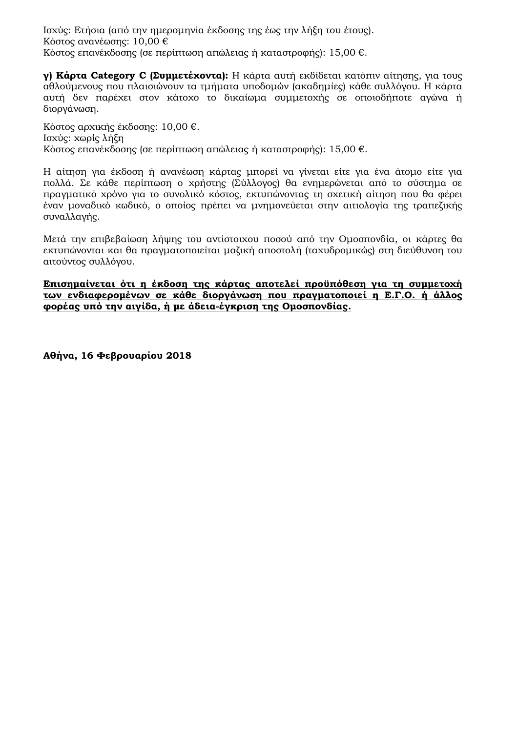Ισχύς: Ετήσια (από την ημερομηνία έκδοσης της έως την λήξη του έτους).
Κόστος ανανέωσης: 10,00 €
Κόστος επανέκδοσης (σε περίπτωση απώλειας ή καταστροφής): 15,00 €.

**γ) Κάρτα Category C (Συμμετέχοντα):** Η κάρτα αυτή εκδίδεται κατόπιν αίτησης, για τους αθλούμενους που πλαισιώνουν τα τμήματα υποδομών (ακαδημίες) κάθε συλλόγου. Η κάρτα αυτή δεν παρέχει στον κάτοχο το δικαίωμα συμμετοχής σε οποιοδήποτε αγώνα ή διοργάνωση.

Κόστος αρχικής έκδοσης: 10,00 €.
Ισχύς: χωρίς λήξη
Κόστος επανέκδοσης (σε περίπτωση απώλειας ή καταστροφής): 15,00 €.

Η αίτηση για έκδοση ή ανανέωση κάρτας μπορεί να γίνεται είτε για ένα άτομο είτε για πολλά. Σε κάθε περίπτωση ο χρήστης (Σύλλογος) θα ενημερώνεται από το σύστημα σε πραγματικό χρόνο για το συνολικό κόστος, εκτυπώνοντας τη σχετική αίτηση που θα φέρει έναν μοναδικό κωδικό, ο οποίος πρέπει να μνημονεύεται στην αιτιολογία της τραπεζικής συναλλαγής.

Μετά την επιβεβαίωση λήψης του αντίστοιχου ποσού από την Ομοσπονδία, οι κάρτες θα εκτυπώνονται και θα πραγματοποιείται μαζική αποστολή (ταχυδρομικώς) στη διεύθυνση του αιτούντος συλλόγου.

**Επισημαίνεται ότι η έκδοση της κάρτας αποτελεί προϋπόθεση για τη συμμετοχή των ενδιαφερομένων σε κάθε διοργάνωση που πραγματοποιεί η Ε.Γ.Ο. ή άλλος φορέας υπό την αιγίδα, ή με άδεια-έγκριση της Ομοσπονδίας.**

**Αθήνα, 16 Φεβρουαρίου 2018**